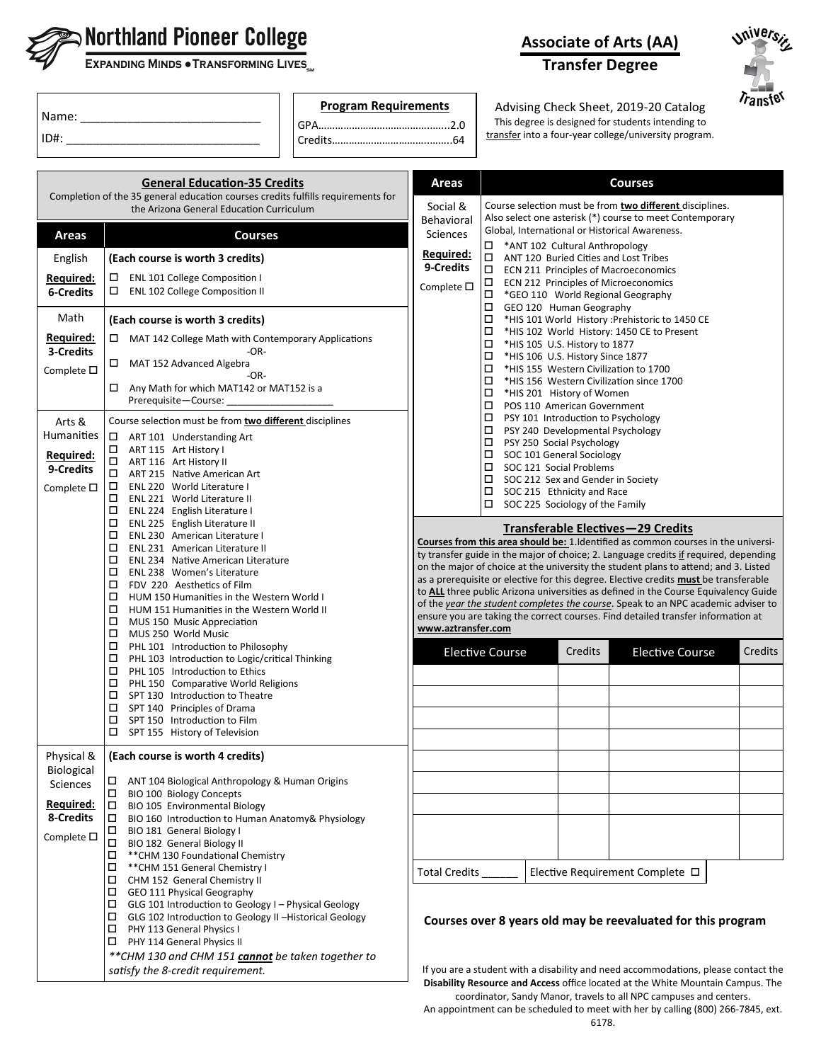# Northland Pioneer College

**EXPANDING MINDS • TRANSFORMING LIVES**[SM]

## Associate of Arts (AA) Transfer Degree

University Transfer

Name: ____________________________

ID#: ______________________________

**Program Requirements**

GPA…………………………………………2.0

Credits……………………………………64

Advising Check Sheet, 2019-20 Catalog

This degree is designed for students intending to transfer into a four-year college/university program.

## General Education-35 Credits

Completion of the 35 general education courses credits fulfills requirements for the Arizona General Education Curriculum

| Areas | Courses |
|---|---|
| English<br>**Required: 6-Credits** | **(Each course is worth 3 credits)**<br>☐ ENL 101 College Composition I<br>☐ ENL 102 College Composition II |
| Math<br>**Required: 3-Credits**<br>Complete ☐ | **(Each course is worth 3 credits)**<br>☐ MAT 142 College Math with Contemporary Applications<br>-OR-<br>☐ MAT 152 Advanced Algebra<br>-OR-<br>☐ Any Math for which MAT142 or MAT152 is a Prerequisite—Course: ________________ |
| Arts & Humanities<br>**Required: 9-Credits**<br>Complete ☐ | Course selection must be from **two different** disciplines<br>☐ ART 101 Understanding Art<br>☐ ART 115 Art History I<br>☐ ART 116 Art History II<br>☐ ART 215 Native American Art<br>☐ ENL 220 World Literature I<br>☐ ENL 221 World Literature II<br>☐ ENL 224 English Literature I<br>☐ ENL 225 English Literature II<br>☐ ENL 230 American Literature I<br>☐ ENL 231 American Literature II<br>☐ ENL 234 Native American Literature<br>☐ ENL 238 Women's Literature<br>☐ FDV 220 Aesthetics of Film<br>☐ HUM 150 Humanities in the Western World I<br>☐ HUM 151 Humanities in the Western World II<br>☐ MUS 150 Music Appreciation<br>☐ MUS 250 World Music<br>☐ PHL 101 Introduction to Philosophy<br>☐ PHL 103 Introduction to Logic/critical Thinking<br>☐ PHL 105 Introduction to Ethics<br>☐ PHL 150 Comparative World Religions<br>☐ SPT 130 Introduction to Theatre<br>☐ SPT 140 Principles of Drama<br>☐ SPT 150 Introduction to Film<br>☐ SPT 155 History of Television |
| Physical & Biological Sciences<br>**Required: 8-Credits**<br>Complete ☐ | **(Each course is worth 4 credits)**<br>☐ ANT 104 Biological Anthropology & Human Origins<br>☐ BIO 100 Biology Concepts<br>☐ BIO 105 Environmental Biology<br>☐ BIO 160 Introduction to Human Anatomy& Physiology<br>☐ BIO 181 General Biology I<br>☐ BIO 182 General Biology II<br>☐ **CHM 130 Foundational Chemistry<br>☐ **CHM 151 General Chemistry I<br>☐ CHM 152 General Chemistry II<br>☐ GEO 111 Physical Geography<br>☐ GLG 101 Introduction to Geology I – Physical Geology<br>☐ GLG 102 Introduction to Geology II –Historical Geology<br>☐ PHY 113 General Physics I<br>☐ PHY 114 General Physics II<br>*\*\*CHM 130 and CHM 151 **cannot** be taken together to satisfy the 8-credit requirement.* |
| Social & Behavioral Sciences<br>**Required: 9-Credits**<br>Complete ☐ | Course selection must be from **two different** disciplines. Also select one asterisk (*) course to meet Contemporary Global, International or Historical Awareness.<br>☐ *ANT 102 Cultural Anthropology<br>☐ ANT 120 Buried Cities and Lost Tribes<br>☐ ECN 211 Principles of Macroeconomics<br>☐ ECN 212 Principles of Microeconomics<br>☐ *GEO 110 World Regional Geography<br>☐ GEO 120 Human Geography<br>☐ *HIS 101 World History :Prehistoric to 1450 CE<br>☐ *HIS 102 World History: 1450 CE to Present<br>☐ *HIS 105 U.S. History to 1877<br>☐ *HIS 106 U.S. History Since 1877<br>☐ *HIS 155 Western Civilization to 1700<br>☐ *HIS 156 Western Civilization since 1700<br>☐ *HIS 201 History of Women<br>☐ POS 110 American Government<br>☐ PSY 101 Introduction to Psychology<br>☐ PSY 240 Developmental Psychology<br>☐ PSY 250 Social Psychology<br>☐ SOC 101 General Sociology<br>☐ SOC 121 Social Problems<br>☐ SOC 212 Sex and Gender in Society<br>☐ SOC 215 Ethnicity and Race<br>☐ SOC 225 Sociology of the Family |

## Transferable Electives—29 Credits

**Courses from this area should be:** 1.Identified as common courses in the university transfer guide in the major of choice; 2. Language credits if required, depending on the major of choice at the university the student plans to attend; and 3. Listed as a prerequisite or elective for this degree. Elective credits **must** be transferable to **ALL** three public Arizona universities as defined in the Course Equivalency Guide of the *year the student completes the course*. Speak to an NPC academic adviser to ensure you are taking the correct courses. Find detailed transfer information at **www.aztransfer.com**

| Elective Course | Credits | Elective Course | Credits |
|---|---|---|---|
| | | | |
| | | | |
| | | | |
| | | | |
| | | | |
| | | | |
| | | | |
| | | | |

Total Credits ______ Elective Requirement Complete ☐

**Courses over 8 years old may be reevaluated for this program**

If you are a student with a disability and need accommodations, please contact the **Disability Resource and Access** office located at the White Mountain Campus. The coordinator, Sandy Manor, travels to all NPC campuses and centers. An appointment can be scheduled to meet with her by calling (800) 266-7845, ext. 6178.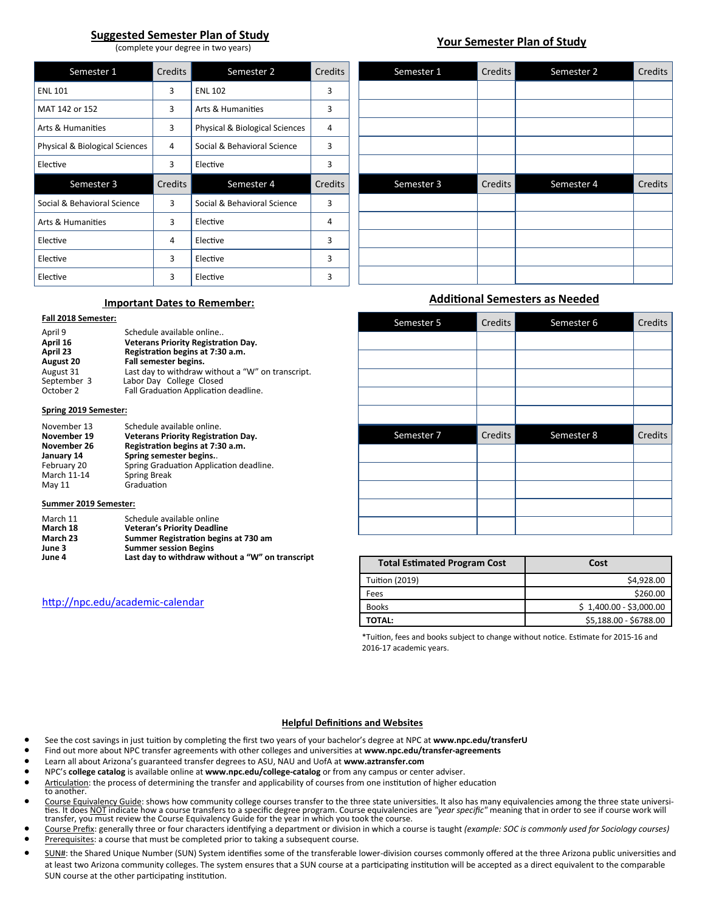## Suggested Semester Plan of Study

(complete your degree in two years)

| Semester 1 | Credits | Semester 2 | Credits |
|---|---|---|---|
| ENL 101 | 3 | ENL 102 | 3 |
| MAT 142 or 152 | 3 | Arts & Humanities | 3 |
| Arts & Humanities | 3 | Physical & Biological Sciences | 4 |
| Physical & Biological Sciences | 4 | Social & Behavioral Science | 3 |
| Elective | 3 | Elective | 3 |
| **Semester 3** | **Credits** | **Semester 4** | **Credits** |
| Social & Behavioral Science | 3 | Social & Behavioral Science | 3 |
| Arts & Humanities | 3 | Elective | 4 |
| Elective | 4 | Elective | 3 |
| Elective | 3 | Elective | 3 |
| Elective | 3 | Elective | 3 |

## Your Semester Plan of Study

| Semester 1 | Credits | Semester 2 | Credits |
|---|---|---|---|
| | | | |
| | | | |
| | | | |
| | | | |
| | | | |
| **Semester 3** | **Credits** | **Semester 4** | **Credits** |
| | | | |
| | | | |
| | | | |
| | | | |
| | | | |

## Important Dates to Remember:

**Fall 2018 Semester:**

| | |
|---|---|
| April 9 | Schedule available online.. |
| **April 16** | **Veterans Priority Registration Day.** |
| **April 23** | **Registration begins at 7:30 a.m.** |
| **August 20** | **Fall semester begins.** |
| August 31 | Last day to withdraw without a "W" on transcript. |
| September 3 | Labor Day College Closed |
| October 2 | Fall Graduation Application deadline. |

**Spring 2019 Semester:**

| | |
|---|---|
| November 13 | Schedule available online. |
| **November 19** | **Veterans Priority Registration Day.** |
| **November 26** | **Registration begins at 7:30 a.m.** |
| **January 14** | **Spring semester begins..** |
| February 20 | Spring Graduation Application deadline. |
| March 11-14 | Spring Break |
| May 11 | Graduation |

**Summer 2019 Semester:**

| | |
|---|---|
| March 11 | Schedule available online |
| **March 18** | **Veteran's Priority Deadline** |
| **March 23** | **Summer Registration begins at 730 am** |
| **June 3** | **Summer session Begins** |
| **June 4** | **Last day to withdraw without a "W" on transcript** |

http://npc.edu/academic-calendar

## Additional Semesters as Needed

| Semester 5 | Credits | Semester 6 | Credits |
|---|---|---|---|
| | | | |
| | | | |
| | | | |
| | | | |
| | | | |
| **Semester 7** | **Credits** | **Semester 8** | **Credits** |
| | | | |
| | | | |
| | | | |
| | | | |
| | | | |

| Total Estimated Program Cost | Cost |
|---|---|
| Tuition (2019) | $4,928.00 |
| Fees | $260.00 |
| Books | $ 1,400.00 - $3,000.00 |
| **TOTAL:** | $5,188.00 - $6788.00 |

*Tuition, fees and books subject to change without notice. Estimate for 2015-16 and 2016-17 academic years.

## Helpful Definitions and Websites

- See the cost savings in just tuition by completing the first two years of your bachelor's degree at NPC at **www.npc.edu/transferU**
- Find out more about NPC transfer agreements with other colleges and universities at **www.npc.edu/transfer-agreements**
- Learn all about Arizona's guaranteed transfer degrees to ASU, NAU and UofA at **www.aztransfer.com**
- NPC's **college catalog** is available online at **www.npc.edu/college-catalog** or from any campus or center adviser.
- Articulation: the process of determining the transfer and applicability of courses from one institution of higher education to another.
- Course Equivalency Guide: shows how community college courses transfer to the three state universities. It also has many equivalencies among the three state universities. It does NOT indicate how a course transfers to a specific degree program. Course equivalences are *"year specific"* meaning that in order to see if course work will transfer, you must review the Course Equivalency Guide for the year in which you took the course.
- Course Prefix: generally three or four characters identifying a department or division in which a course is taught *(example: SOC is commonly used for Sociology courses)*
- Prerequisites: a course that must be completed prior to taking a subsequent course.
- SUN#: the Shared Unique Number (SUN) System identifies some of the transferable lower-division courses commonly offered at the three Arizona public universities and at least two Arizona community colleges. The system ensures that a SUN course at a participating institution will be accepted as a direct equivalent to the comparable SUN course at the other participating institution.